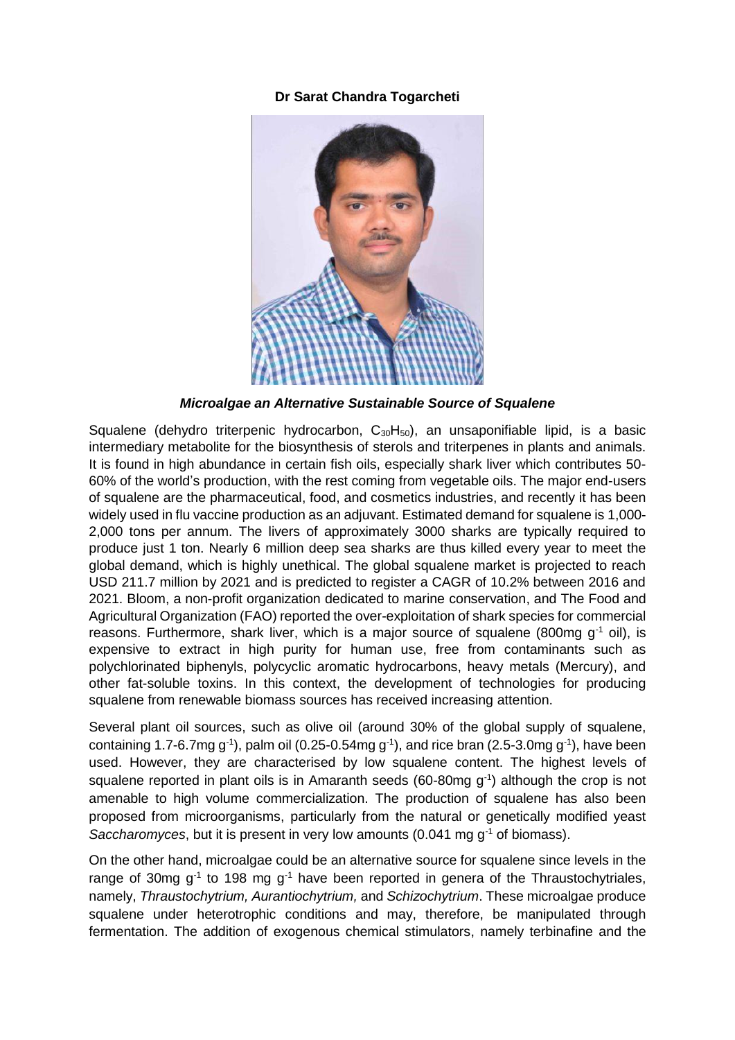**Dr Sarat Chandra Togarcheti**

***Microalgae an Alternative Sustainable Source of Squalene***

Squalene (dehydro triterpenic hydrocarbon, $C_{30}H_{50}$), an unsaponifiable lipid, is a basic intermediary metabolite for the biosynthesis of sterols and triterpenes in plants and animals. It is found in high abundance in certain fish oils, especially shark liver which contributes 50-60% of the world's production, with the rest coming from vegetable oils. The major end-users of squalene are the pharmaceutical, food, and cosmetics industries, and recently it has been widely used in flu vaccine production as an adjuvant. Estimated demand for squalene is 1,000-2,000 tons per annum. The livers of approximately 3000 sharks are typically required to produce just 1 ton. Nearly 6 million deep sea sharks are thus killed every year to meet the global demand, which is highly unethical. The global squalene market is projected to reach USD 211.7 million by 2021 and is predicted to register a CAGR of 10.2% between 2016 and 2021. Bloom, a non-profit organization dedicated to marine conservation, and The Food and Agricultural Organization (FAO) reported the over-exploitation of shark species for commercial reasons. Furthermore, shark liver, which is a major source of squalene (800mg $g^{-1}$ oil), is expensive to extract in high purity for human use, free from contaminants such as polychlorinated biphenyls, polycyclic aromatic hydrocarbons, heavy metals (Mercury), and other fat-soluble toxins. In this context, the development of technologies for producing squalene from renewable biomass sources has received increasing attention.

Several plant oil sources, such as olive oil (around 30% of the global supply of squalene, containing 1.7-6.7mg $g^{-1}$), palm oil (0.25-0.54mg $g^{-1}$), and rice bran (2.5-3.0mg $g^{-1}$), have been used. However, they are characterised by low squalene content. The highest levels of squalene reported in plant oils is in Amaranth seeds (60-80mg $g^{-1}$) although the crop is not amenable to high volume commercialization. The production of squalene has also been proposed from microorganisms, particularly from the natural or genetically modified yeast *Saccharomyces*, but it is present in very low amounts (0.041 mg $g^{-1}$ of biomass).

On the other hand, microalgae could be an alternative source for squalene since levels in the range of 30mg $g^{-1}$ to 198 mg $g^{-1}$ have been reported in genera of the Thraustochytriales, namely, *Thraustochytrium, Aurantiochytrium,* and *Schizochytrium*. These microalgae produce squalene under heterotrophic conditions and may, therefore, be manipulated through fermentation. The addition of exogenous chemical stimulators, namely terbinafine and the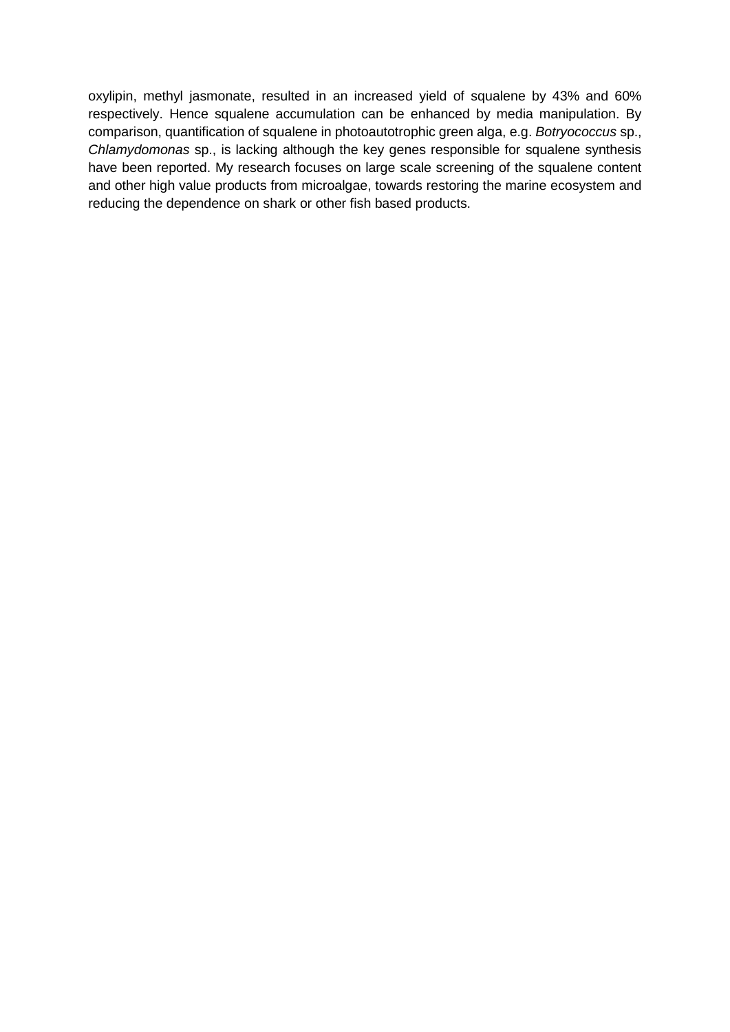oxylipin, methyl jasmonate, resulted in an increased yield of squalene by 43% and 60% respectively. Hence squalene accumulation can be enhanced by media manipulation. By comparison, quantification of squalene in photoautotrophic green alga, e.g. *Botryococcus* sp., *Chlamydomonas* sp., is lacking although the key genes responsible for squalene synthesis have been reported. My research focuses on large scale screening of the squalene content and other high value products from microalgae, towards restoring the marine ecosystem and reducing the dependence on shark or other fish based products.